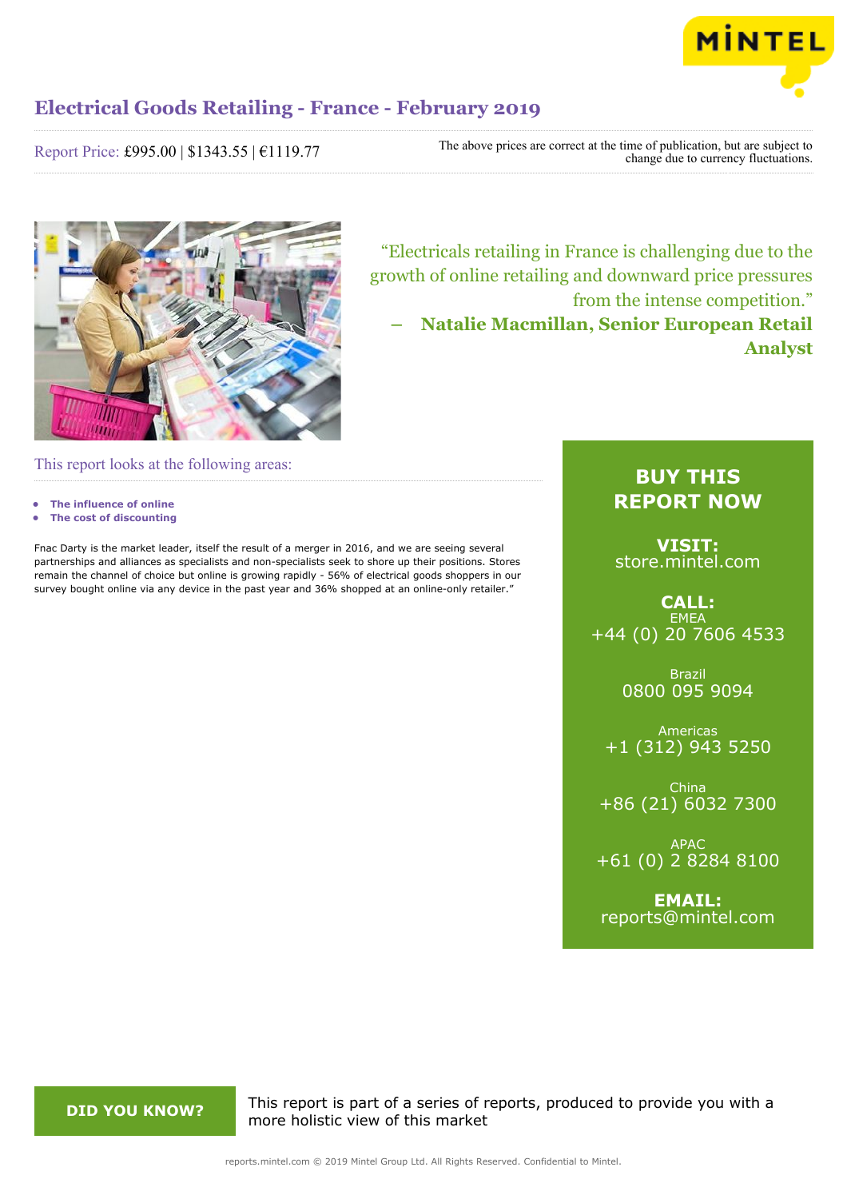# Electrical Goods Retailing - France - February 2019

Report Price: £995.00 | $1343.55 | €1119.77

The above prices are correct at the time of publication, but are subject to change due to currency fluctuations.

> "Electricals retailing in France is challenging due to the growth of online retailing and downward price pressures from the intense competition."
> – **Natalie Macmillan, Senior European Retail Analyst**

## This report looks at the following areas:

- **The influence of online**
- **The cost of discounting**

Fnac Darty is the market leader, itself the result of a merger in 2016, and we are seeing several partnerships and alliances as specialists and non-specialists seek to shore up their positions. Stores remain the channel of choice but online is growing rapidly - 56% of electrical goods shoppers in our survey bought online via any device in the past year and 36% shopped at an online-only retailer."

**BUY THIS REPORT NOW**

**VISIT:**
store.mintel.com

**CALL:**
EMEA
+44 (0) 20 7606 4533

Brazil
0800 095 9094

Americas
+1 (312) 943 5250

China
+86 (21) 6032 7300

APAC
+61 (0) 2 8284 8100

**EMAIL:**
reports@mintel.com

**DID YOU KNOW?**

This report is part of a series of reports, produced to provide you with a more holistic view of this market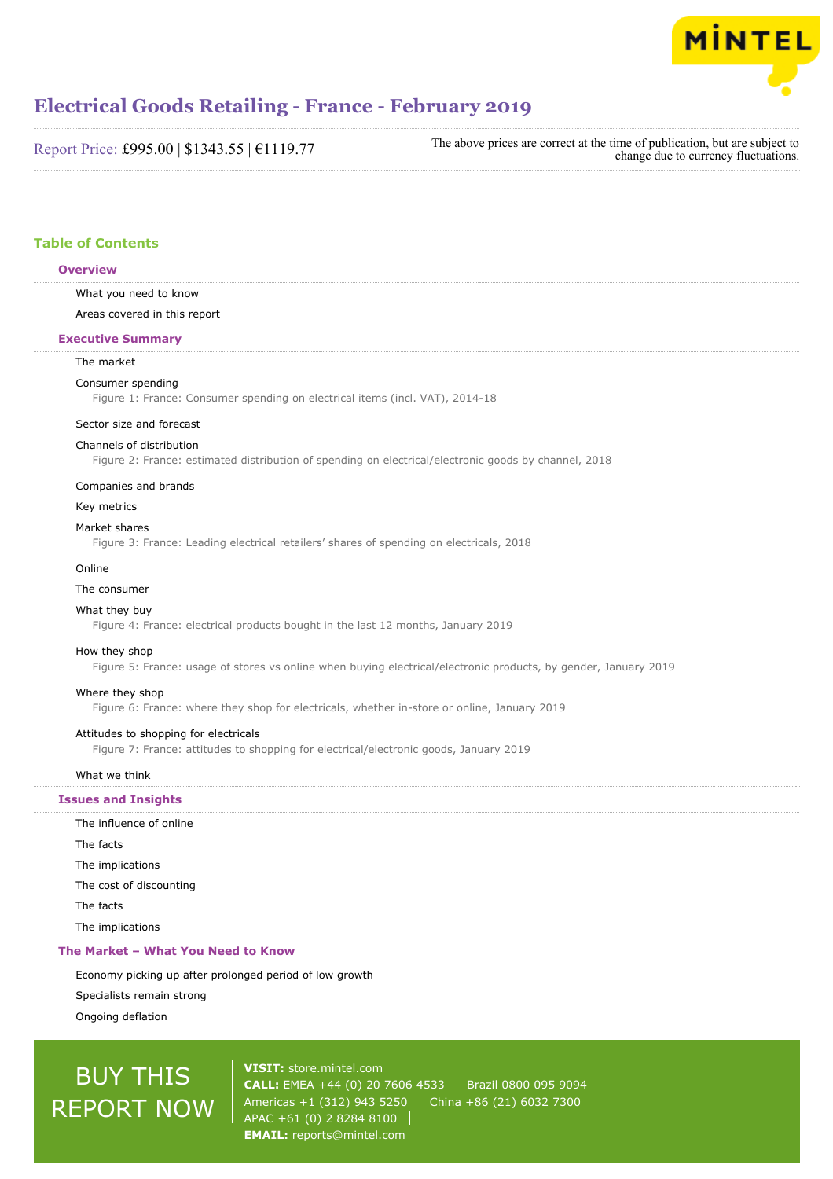# Electrical Goods Retailing - France - February 2019

Report Price: £995.00 | $1343.55 | €1119.77

The above prices are correct at the time of publication, but are subject to change due to currency fluctuations.

## Table of Contents

### Overview

- What you need to know
- Areas covered in this report

### Executive Summary

- The market
- Consumer spending
  - Figure 1: France: Consumer spending on electrical items (incl. VAT), 2014-18
- Sector size and forecast
- Channels of distribution
  - Figure 2: France: estimated distribution of spending on electrical/electronic goods by channel, 2018
- Companies and brands
- Key metrics
- Market shares
  - Figure 3: France: Leading electrical retailers' shares of spending on electricals, 2018
- Online
- The consumer
- What they buy
  - Figure 4: France: electrical products bought in the last 12 months, January 2019
- How they shop
  - Figure 5: France: usage of stores vs online when buying electrical/electronic products, by gender, January 2019
- Where they shop
  - Figure 6: France: where they shop for electricals, whether in-store or online, January 2019
- Attitudes to shopping for electricals
  - Figure 7: France: attitudes to shopping for electrical/electronic goods, January 2019
- What we think

### Issues and Insights

- The influence of online
- The facts
- The implications
- The cost of discounting
- The facts
- The implications

### The Market – What You Need to Know

- Economy picking up after prolonged period of low growth
- Specialists remain strong
- Ongoing deflation

BUY THIS REPORT NOW

**VISIT:** store.mintel.com
**CALL:** EMEA +44 (0) 20 7606 4533 | Brazil 0800 095 9094
Americas +1 (312) 943 5250 | China +86 (21) 6032 7300
APAC +61 (0) 2 8284 8100
**EMAIL:** reports@mintel.com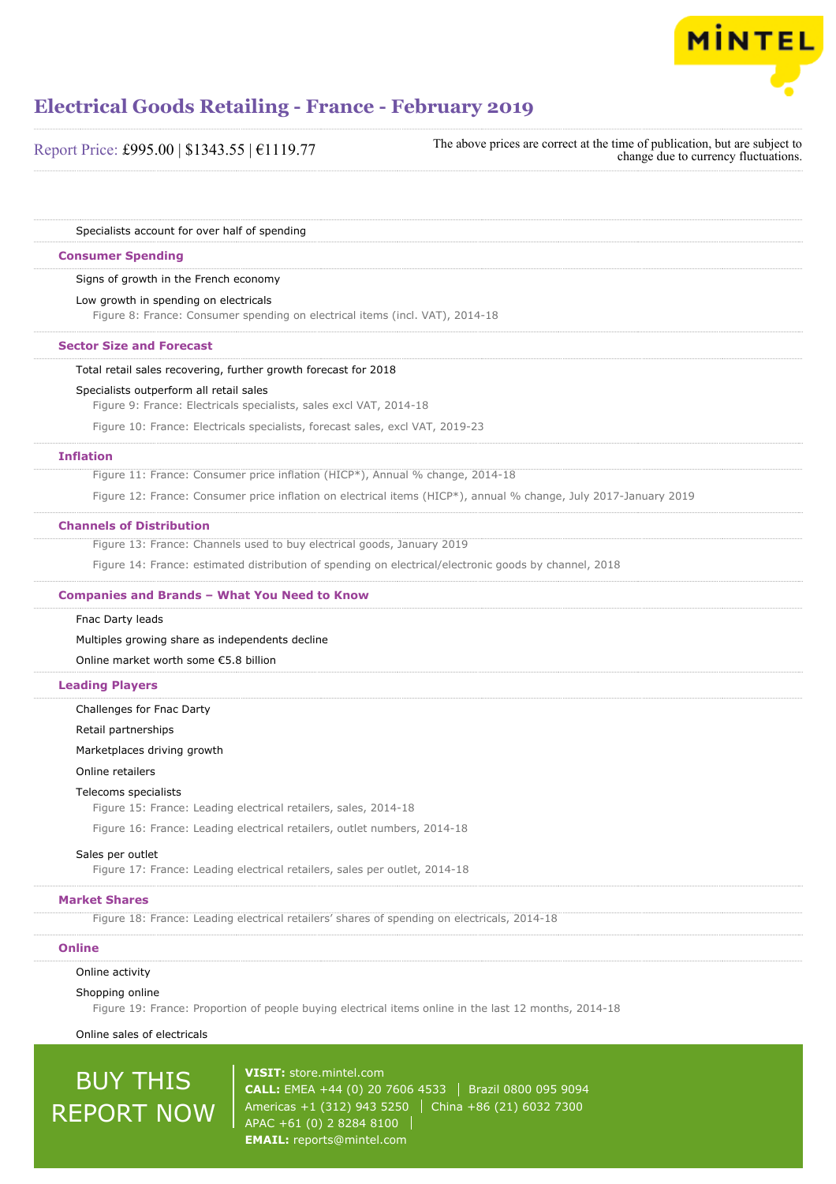Specialists account for over half of spending

## Consumer Spending

Signs of growth in the French economy

Low growth in spending on electricals

Figure 8: France: Consumer spending on electrical items (incl. VAT), 2014-18

## Sector Size and Forecast

Total retail sales recovering, further growth forecast for 2018

Specialists outperform all retail sales

Figure 9: France: Electricals specialists, sales excl VAT, 2014-18

Figure 10: France: Electricals specialists, forecast sales, excl VAT, 2019-23

## Inflation

Figure 11: France: Consumer price inflation (HICP*), Annual % change, 2014-18

Figure 12: France: Consumer price inflation on electrical items (HICP*), annual % change, July 2017-January 2019

## Channels of Distribution

Figure 13: France: Channels used to buy electrical goods, January 2019

Figure 14: France: estimated distribution of spending on electrical/electronic goods by channel, 2018

## Companies and Brands – What You Need to Know

Fnac Darty leads

Multiples growing share as independents decline

Online market worth some €5.8 billion

## Leading Players

Challenges for Fnac Darty

Retail partnerships

Marketplaces driving growth

Online retailers

Telecoms specialists

Figure 15: France: Leading electrical retailers, sales, 2014-18

Figure 16: France: Leading electrical retailers, outlet numbers, 2014-18

Sales per outlet

Figure 17: France: Leading electrical retailers, sales per outlet, 2014-18

## Market Shares

Figure 18: France: Leading electrical retailers' shares of spending on electricals, 2014-18

## Online

Online activity

Shopping online

Figure 19: France: Proportion of people buying electrical items online in the last 12 months, 2014-18

Online sales of electricals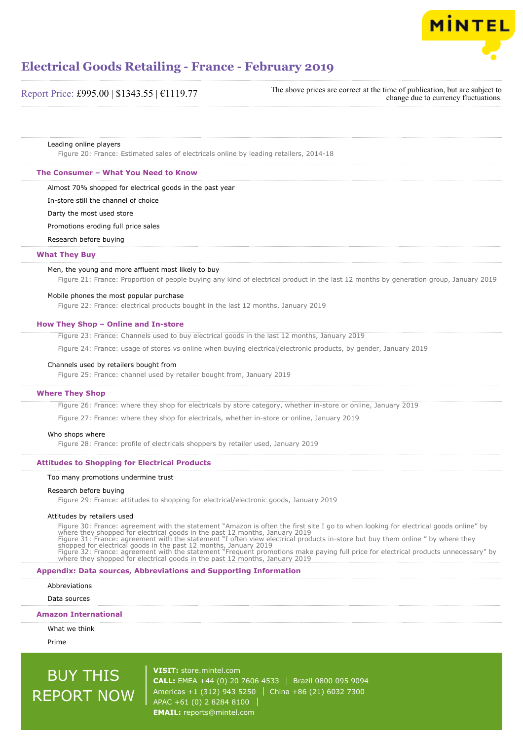Leading online players

Figure 20: France: Estimated sales of electricals online by leading retailers, 2014-18

## The Consumer – What You Need to Know

Almost 70% shopped for electrical goods in the past year

In-store still the channel of choice

Darty the most used store

Promotions eroding full price sales

Research before buying

## What They Buy

Men, the young and more affluent most likely to buy

Figure 21: France: Proportion of people buying any kind of electrical product in the last 12 months by generation group, January 2019

Mobile phones the most popular purchase

Figure 22: France: electrical products bought in the last 12 months, January 2019

## How They Shop – Online and In-store

Figure 23: France: Channels used to buy electrical goods in the last 12 months, January 2019

Figure 24: France: usage of stores vs online when buying electrical/electronic products, by gender, January 2019

Channels used by retailers bought from

Figure 25: France: channel used by retailer bought from, January 2019

## Where They Shop

Figure 26: France: where they shop for electricals by store category, whether in-store or online, January 2019

Figure 27: France: where they shop for electricals, whether in-store or online, January 2019

Who shops where

Figure 28: France: profile of electricals shoppers by retailer used, January 2019

## Attitudes to Shopping for Electrical Products

Too many promotions undermine trust

Research before buying

Figure 29: France: attitudes to shopping for electrical/electronic goods, January 2019

Attitudes by retailers used

Figure 30: France: agreement with the statement "Amazon is often the first site I go to when looking for electrical goods online" by where they shopped for electrical goods in the past 12 months, January 2019

Figure 31: France: agreement with the statement "I often view electrical products in-store but buy them online " by where they shopped for electrical goods in the past 12 months, January 2019

Figure 32: France: agreement with the statement "Frequent promotions make paying full price for electrical products unnecessary" by where they shopped for electrical goods in the past 12 months, January 2019

## Appendix: Data sources, Abbreviations and Supporting Information

Abbreviations

Data sources

## Amazon International

What we think

Prime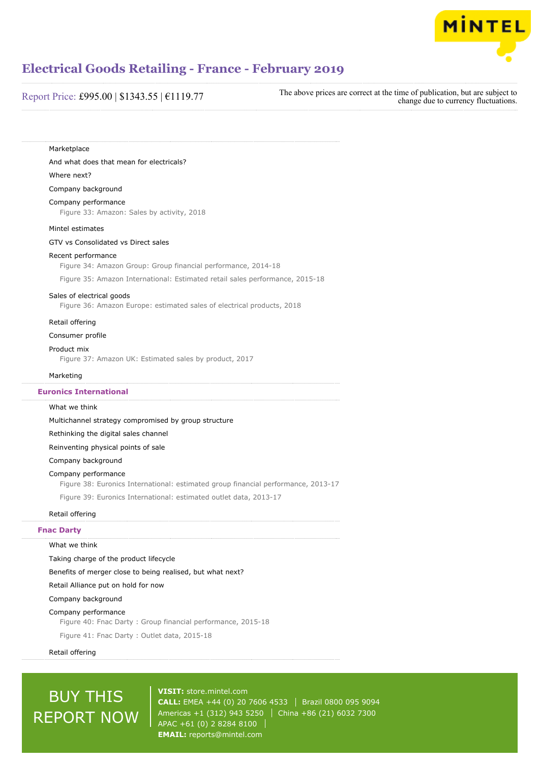Marketplace

And what does that mean for electricals?

Where next?

Company background

Company performance

Figure 33: Amazon: Sales by activity, 2018

Mintel estimates

GTV vs Consolidated vs Direct sales

Recent performance

Figure 34: Amazon Group: Group financial performance, 2014-18

Figure 35: Amazon International: Estimated retail sales performance, 2015-18

Sales of electrical goods

Figure 36: Amazon Europe: estimated sales of electrical products, 2018

Retail offering

Consumer profile

Product mix

Figure 37: Amazon UK: Estimated sales by product, 2017

Marketing

## Euronics International

What we think

Multichannel strategy compromised by group structure

Rethinking the digital sales channel

Reinventing physical points of sale

Company background

Company performance

Figure 38: Euronics International: estimated group financial performance, 2013-17

Figure 39: Euronics International: estimated outlet data, 2013-17

Retail offering

## Fnac Darty

What we think

Taking charge of the product lifecycle

Benefits of merger close to being realised, but what next?

Retail Alliance put on hold for now

Company background

Company performance

Figure 40: Fnac Darty : Group financial performance, 2015-18

Figure 41: Fnac Darty : Outlet data, 2015-18

Retail offering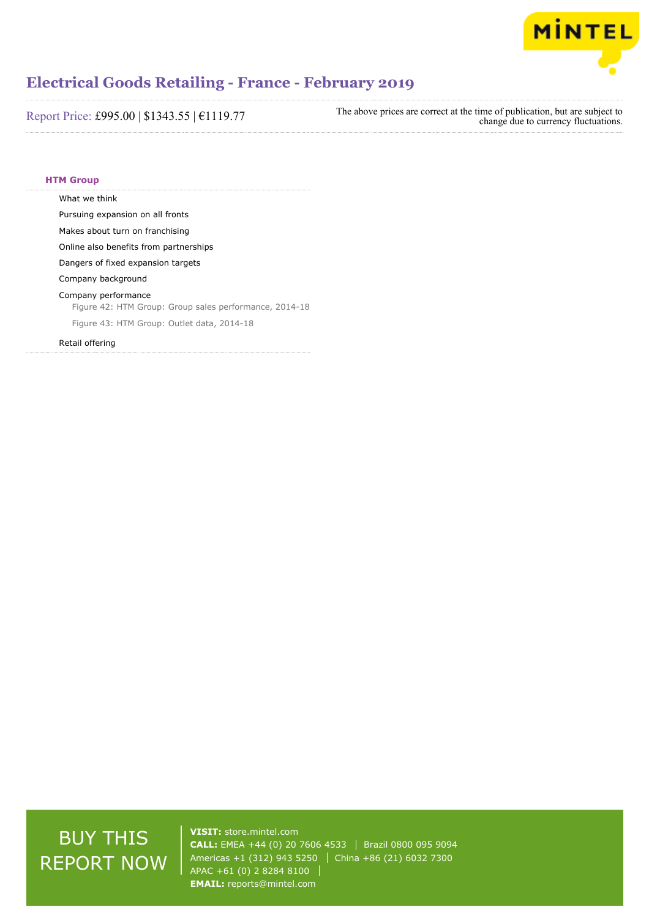## HTM Group

What we think

Pursuing expansion on all fronts

Makes about turn on franchising

Online also benefits from partnerships

Dangers of fixed expansion targets

Company background

Company performance

Figure 42: HTM Group: Group sales performance, 2014-18

Figure 43: HTM Group: Outlet data, 2014-18

Retail offering